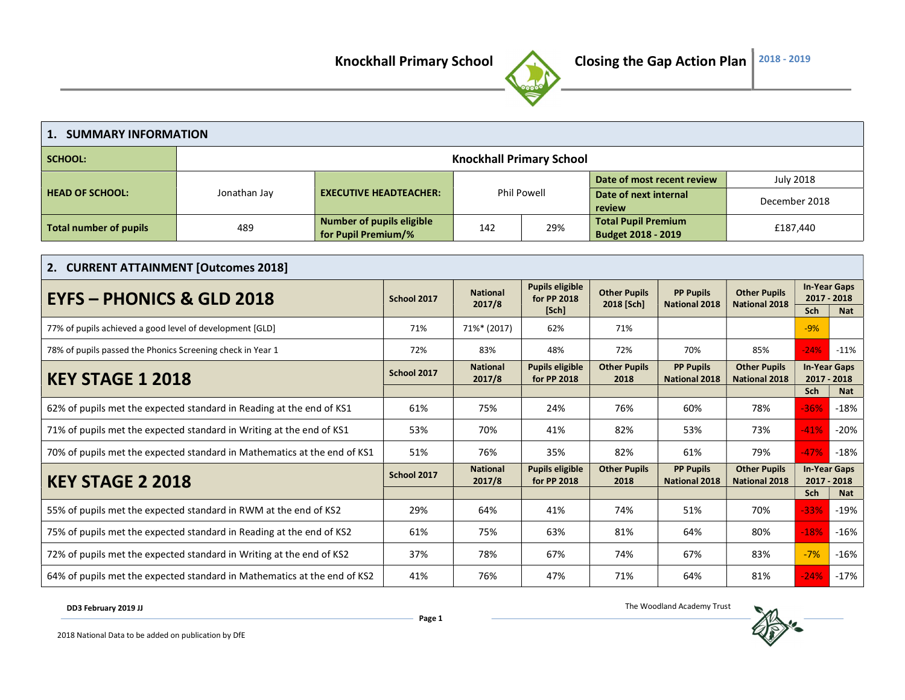# Knockhall Primary School — Closing the Gap Action Plan 2018 - 2019

## 1. SUMMARY INFORMATION

| | | | | | | |
|---|---|---|---|---|---|---|
| **SCHOOL:** | Knockhall Primary School | | | | | |
| **HEAD OF SCHOOL:** | Jonathan Jay | **EXECUTIVE HEADTEACHER:** | Phil Powell | | **Date of most recent review** | July 2018 |
| | | | | | **Date of next internal review** | December 2018 |
| **Total number of pupils** | 489 | **Number of pupils eligible for Pupil Premium/%** | 142 | 29% | **Total Pupil Premium Budget 2018 - 2019** | £187,440 |

## 2. CURRENT ATTAINMENT [Outcomes 2018]

| **EYFS – PHONICS & GLD 2018** | School 2017 | National 2017/8 | Pupils eligible for PP 2018 [Sch] | Other Pupils 2018 [Sch] | PP Pupils National 2018 | Other Pupils National 2018 | In-Year Gaps 2017 - 2018 | |
|---|---|---|---|---|---|---|---|---|
| | | | | | | | Sch | Nat |
| 77% of pupils achieved a good level of development [GLD] | 71% | 71%* (2017) | 62% | 71% | | | -9% | |
| 78% of pupils passed the Phonics Screening check in Year 1 | 72% | 83% | 48% | 72% | 70% | 85% | -24% | -11% |
| **KEY STAGE 1 2018** | School 2017 | National 2017/8 | Pupils eligible for PP 2018 | Other Pupils 2018 | PP Pupils National 2018 | Other Pupils National 2018 | In-Year Gaps 2017 - 2018 | |
| | | | | | | | Sch | Nat |
| 62% of pupils met the expected standard in Reading at the end of KS1 | 61% | 75% | 24% | 76% | 60% | 78% | -36% | -18% |
| 71% of pupils met the expected standard in Writing at the end of KS1 | 53% | 70% | 41% | 82% | 53% | 73% | -41% | -20% |
| 70% of pupils met the expected standard in Mathematics at the end of KS1 | 51% | 76% | 35% | 82% | 61% | 79% | -47% | -18% |
| **KEY STAGE 2 2018** | School 2017 | National 2017/8 | Pupils eligible for PP 2018 | Other Pupils 2018 | PP Pupils National 2018 | Other Pupils National 2018 | In-Year Gaps 2017 - 2018 | |
| | | | | | | | Sch | Nat |
| 55% of pupils met the expected standard in RWM at the end of KS2 | 29% | 64% | 41% | 74% | 51% | 70% | -33% | -19% |
| 75% of pupils met the expected standard in Reading at the end of KS2 | 61% | 75% | 63% | 81% | 64% | 80% | -18% | -16% |
| 72% of pupils met the expected standard in Writing at the end of KS2 | 37% | 78% | 67% | 74% | 67% | 83% | -7% | -16% |
| 64% of pupils met the expected standard in Mathematics at the end of KS2 | 41% | 76% | 47% | 71% | 64% | 81% | -24% | -17% |

DD3 February 2019 JJ

The Woodland Academy Trust

2018 National Data to be added on publication by DfE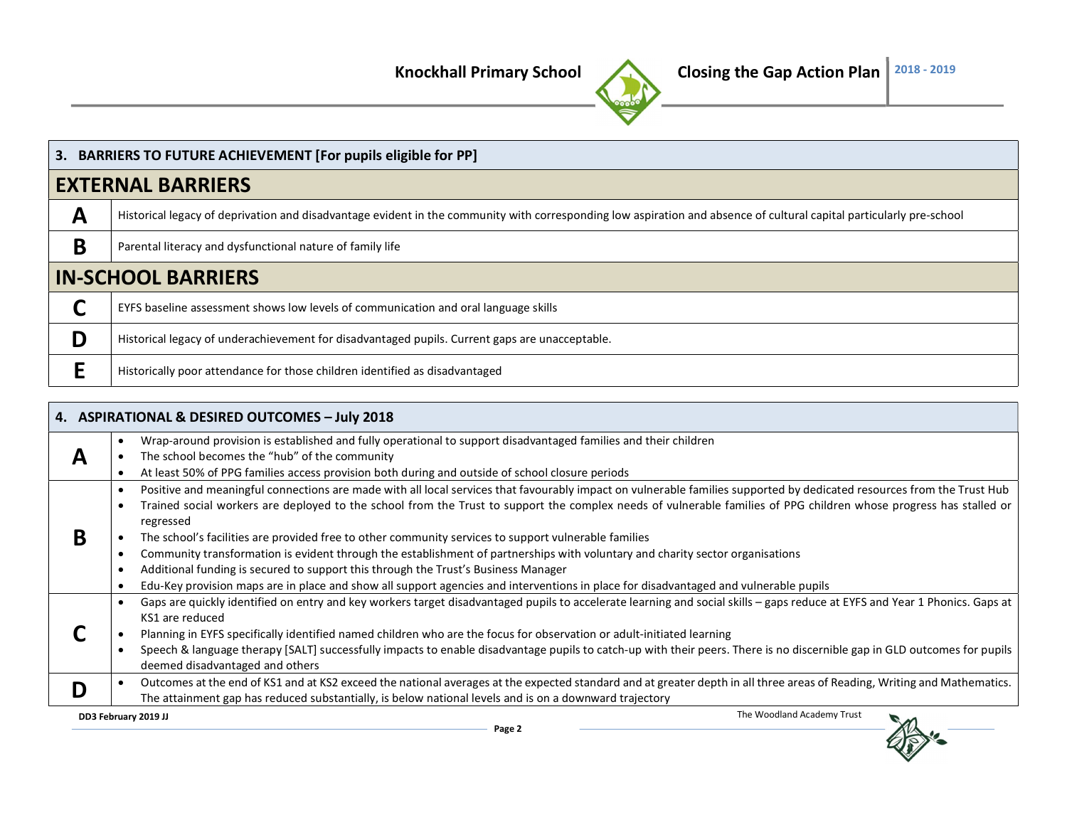## 3. BARRIERS TO FUTURE ACHIEVEMENT [For pupils eligible for PP]

### EXTERNAL BARRIERS

| | |
|---|---|
| **A** | Historical legacy of deprivation and disadvantage evident in the community with corresponding low aspiration and absence of cultural capital particularly pre-school |
| **B** | Parental literacy and dysfunctional nature of family life |

### IN-SCHOOL BARRIERS

| | |
|---|---|
| **C** | EYFS baseline assessment shows low levels of communication and oral language skills |
| **D** | Historical legacy of underachievement for disadvantaged pupils. Current gaps are unacceptable. |
| **E** | Historically poor attendance for those children identified as disadvantaged |

## 4. ASPIRATIONAL & DESIRED OUTCOMES – July 2018

| | |
|---|---|
| **A** | • Wrap-around provision is established and fully operational to support disadvantaged families and their children<br>• The school becomes the "hub" of the community<br>• At least 50% of PPG families access provision both during and outside of school closure periods |
| **B** | • Positive and meaningful connections are made with all local services that favourably impact on vulnerable families supported by dedicated resources from the Trust Hub<br>• Trained social workers are deployed to the school from the Trust to support the complex needs of vulnerable families of PPG children whose progress has stalled or regressed<br>• The school's facilities are provided free to other community services to support vulnerable families<br>• Community transformation is evident through the establishment of partnerships with voluntary and charity sector organisations<br>• Additional funding is secured to support this through the Trust's Business Manager<br>• Edu-Key provision maps are in place and show all support agencies and interventions in place for disadvantaged and vulnerable pupils |
| **C** | • Gaps are quickly identified on entry and key workers target disadvantaged pupils to accelerate learning and social skills – gaps reduce at EYFS and Year 1 Phonics. Gaps at KS1 are reduced<br>• Planning in EYFS specifically identified named children who are the focus for observation or adult-initiated learning<br>• Speech & language therapy [SALT] successfully impacts to enable disadvantage pupils to catch-up with their peers. There is no discernible gap in GLD outcomes for pupils deemed disadvantaged and others |
| **D** | • Outcomes at the end of KS1 and at KS2 exceed the national averages at the expected standard and at greater depth in all three areas of Reading, Writing and Mathematics. The attainment gap has reduced substantially, is below national levels and is on a downward trajectory |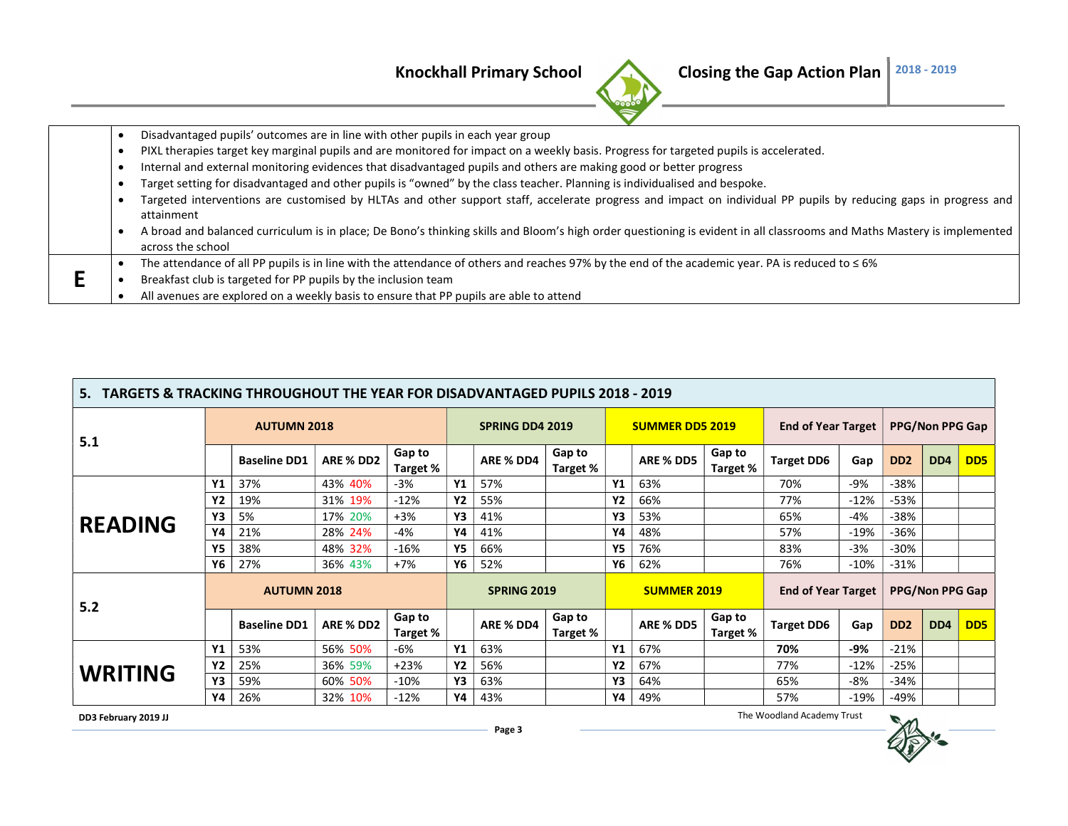| | |
|---|---|
| | • Disadvantaged pupils' outcomes are in line with other pupils in each year group<br>• PIXL therapies target key marginal pupils and are monitored for impact on a weekly basis. Progress for targeted pupils is accelerated.<br>• Internal and external monitoring evidences that disadvantaged pupils and others are making good or better progress<br>• Target setting for disadvantaged and other pupils is "owned" by the class teacher. Planning is individualised and bespoke.<br>• Targeted interventions are customised by HLTAs and other support staff, accelerate progress and impact on individual PP pupils by reducing gaps in progress and attainment<br>• A broad and balanced curriculum is in place; De Bono's thinking skills and Bloom's high order questioning is evident in all classrooms and Maths Mastery is implemented across the school |
| **E** | • The attendance of all PP pupils is in line with the attendance of others and reaches 97% by the end of the academic year. PA is reduced to ≤ 6%<br>• Breakfast club is targeted for PP pupils by the inclusion team<br>• All avenues are explored on a weekly basis to ensure that PP pupils are able to attend |

## 5. TARGETS & TRACKING THROUGHOUT THE YEAR FOR DISADVANTAGED PUPILS 2018 - 2019

| 5.1 | AUTUMN 2018 | | | | SPRING DD4 2019 | | | SUMMER DD5 2019 | | | End of Year Target | | PPG/Non PPG Gap | | |
|---|---|---|---|---|---|---|---|---|---|---|---|---|---|---|---|
| | | Baseline DD1 | ARE % DD2 | Gap to Target % | | ARE % DD4 | Gap to Target % | | ARE % DD5 | Gap to Target % | Target DD6 | Gap | DD2 | DD4 | DD5 |
| **READING** | Y1 | 37% | 43% 40% | -3% | Y1 | 57% | | Y1 | 63% | | 70% | -9% | -38% | | |
| | Y2 | 19% | 31% 19% | -12% | Y2 | 55% | | Y2 | 66% | | 77% | -12% | -53% | | |
| | Y3 | 5% | 17% 20% | +3% | Y3 | 41% | | Y3 | 53% | | 65% | -4% | -38% | | |
| | Y4 | 21% | 28% 24% | -4% | Y4 | 41% | | Y4 | 48% | | 57% | -19% | -36% | | |
| | Y5 | 38% | 48% 32% | -16% | Y5 | 66% | | Y5 | 76% | | 83% | -3% | -30% | | |
| | Y6 | 27% | 36% 43% | +7% | Y6 | 52% | | Y6 | 62% | | 76% | -10% | -31% | | |

| 5.2 | AUTUMN 2018 | | | | SPRING 2019 | | | SUMMER 2019 | | | End of Year Target | | PPG/Non PPG Gap | | |
|---|---|---|---|---|---|---|---|---|---|---|---|---|---|---|---|
| | | Baseline DD1 | ARE % DD2 | Gap to Target % | | ARE % DD4 | Gap to Target % | | ARE % DD5 | Gap to Target % | Target DD6 | Gap | DD2 | DD4 | DD5 |
| **WRITING** | Y1 | 53% | 56% 50% | -6% | Y1 | 63% | | Y1 | 67% | | **70%** | **-9%** | -21% | | |
| | Y2 | 25% | 36% 59% | +23% | Y2 | 56% | | Y2 | 67% | | 77% | -12% | -25% | | |
| | Y3 | 59% | 60% 50% | -10% | Y3 | 63% | | Y3 | 64% | | 65% | -8% | -34% | | |
| | Y4 | 26% | 32% 10% | -12% | Y4 | 43% | | Y4 | 49% | | 57% | -19% | -49% | | |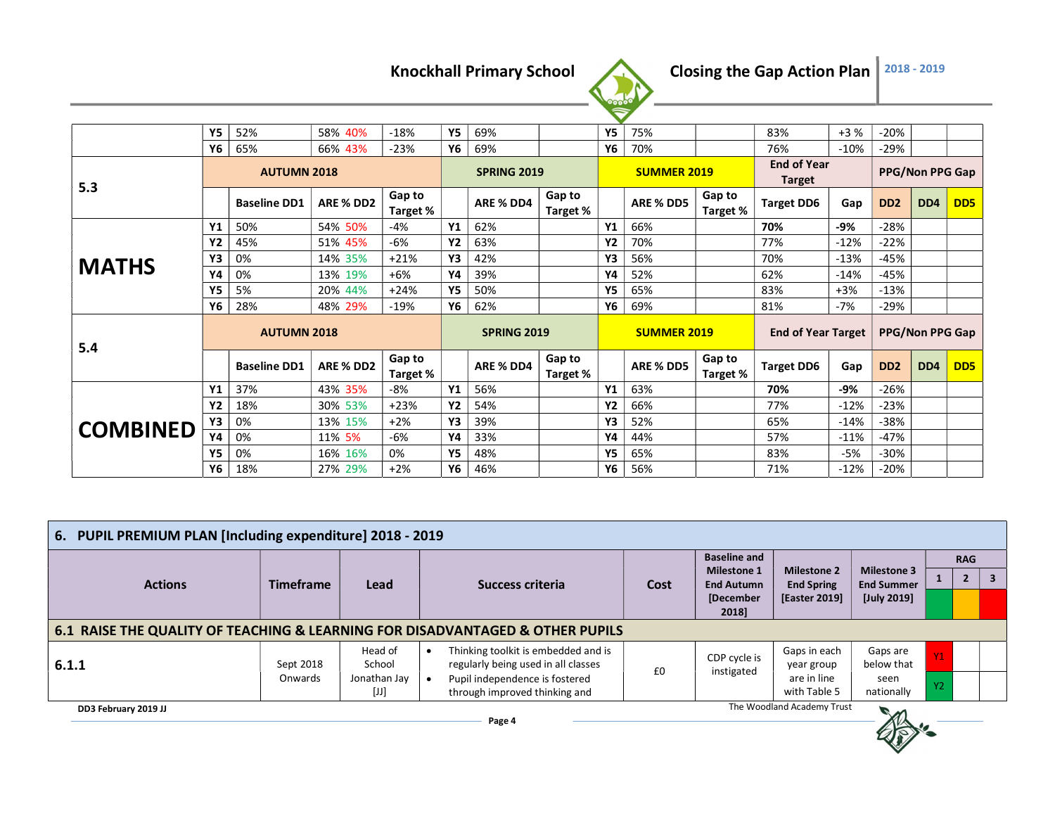| | | | | | | | | | | | | | | | | |
|---|---|---|---|---|---|---|---|---|---|---|---|---|---|---|---|---|
| | Y5 | 52% | 58% 40% | -18% | Y5 | 69% | | Y5 | 75% | | 83% | +3 % | -20% | | |
| | Y6 | 65% | 66% 43% | -23% | Y6 | 69% | | Y6 | 70% | | 76% | -10% | -29% | | |

| 5.3 | AUTUMN 2018 | | | | SPRING 2019 | | | SUMMER 2019 | | | End of Year Target | | PPG/Non PPG Gap | | |
|---|---|---|---|---|---|---|---|---|---|---|---|---|---|---|---|
| | | Baseline DD1 | ARE % DD2 | Gap to Target % | | ARE % DD4 | Gap to Target % | | ARE % DD5 | Gap to Target % | Target DD6 | Gap | DD2 | DD4 | DD5 |
| **MATHS** | Y1 | 50% | 54% 50% | -4% | Y1 | 62% | | Y1 | 66% | | **70%** | **-9%** | -28% | | |
| | Y2 | 45% | 51% 45% | -6% | Y2 | 63% | | Y2 | 70% | | 77% | -12% | -22% | | |
| | Y3 | 0% | 14% 35% | +21% | Y3 | 42% | | Y3 | 56% | | 70% | -13% | -45% | | |
| | Y4 | 0% | 13% 19% | +6% | Y4 | 39% | | Y4 | 52% | | 62% | -14% | -45% | | |
| | Y5 | 5% | 20% 44% | +24% | Y5 | 50% | | Y5 | 65% | | 83% | +3% | -13% | | |
| | Y6 | 28% | 48% 29% | -19% | Y6 | 62% | | Y6 | 69% | | 81% | -7% | -29% | | |

| 5.4 | AUTUMN 2018 | | | | SPRING 2019 | | | SUMMER 2019 | | | End of Year Target | | PPG/Non PPG Gap | | |
|---|---|---|---|---|---|---|---|---|---|---|---|---|---|---|---|
| | | Baseline DD1 | ARE % DD2 | Gap to Target % | | ARE % DD4 | Gap to Target % | | ARE % DD5 | Gap to Target % | Target DD6 | Gap | DD2 | DD4 | DD5 |
| **COMBINED** | Y1 | 37% | 43% 35% | -8% | Y1 | 56% | | Y1 | 63% | | **70%** | **-9%** | -26% | | |
| | Y2 | 18% | 30% 53% | +23% | Y2 | 54% | | Y2 | 66% | | 77% | -12% | -23% | | |
| | Y3 | 0% | 13% 15% | +2% | Y3 | 39% | | Y3 | 52% | | 65% | -14% | -38% | | |
| | Y4 | 0% | 11% 5% | -6% | Y4 | 33% | | Y4 | 44% | | 57% | -11% | -47% | | |
| | Y5 | 0% | 16% 16% | 0% | Y5 | 48% | | Y5 | 65% | | 83% | -5% | -30% | | |
| | Y6 | 18% | 27% 29% | +2% | Y6 | 46% | | Y6 | 56% | | 71% | -12% | -20% | | |

## 6. PUPIL PREMIUM PLAN [Including expenditure] 2018 - 2019

| Actions | Timeframe | Lead | Success criteria | Cost | Baseline and Milestone 1 End Autumn [December 2018] | Milestone 2 End Spring [Easter 2019] | Milestone 3 End Summer [July 2019] | RAG 1 | RAG 2 | RAG 3 |
|---|---|---|---|---|---|---|---|---|---|---|
| **6.1 RAISE THE QUALITY OF TEACHING & LEARNING FOR DISADVANTAGED & OTHER PUPILS** | | | | | | | | | | |
| **6.1.1** | Sept 2018 Onwards | Head of School Jonathan Jay [JJ] | • Thinking toolkit is embedded and is regularly being used in all classes<br>• Pupil independence is fostered through improved thinking and | £0 | CDP cycle is instigated | Gaps in each year group are in line with Table 5 | Gaps are below that seen nationally | Y1<br>Y2 | | |

DD3 February 2019 JJ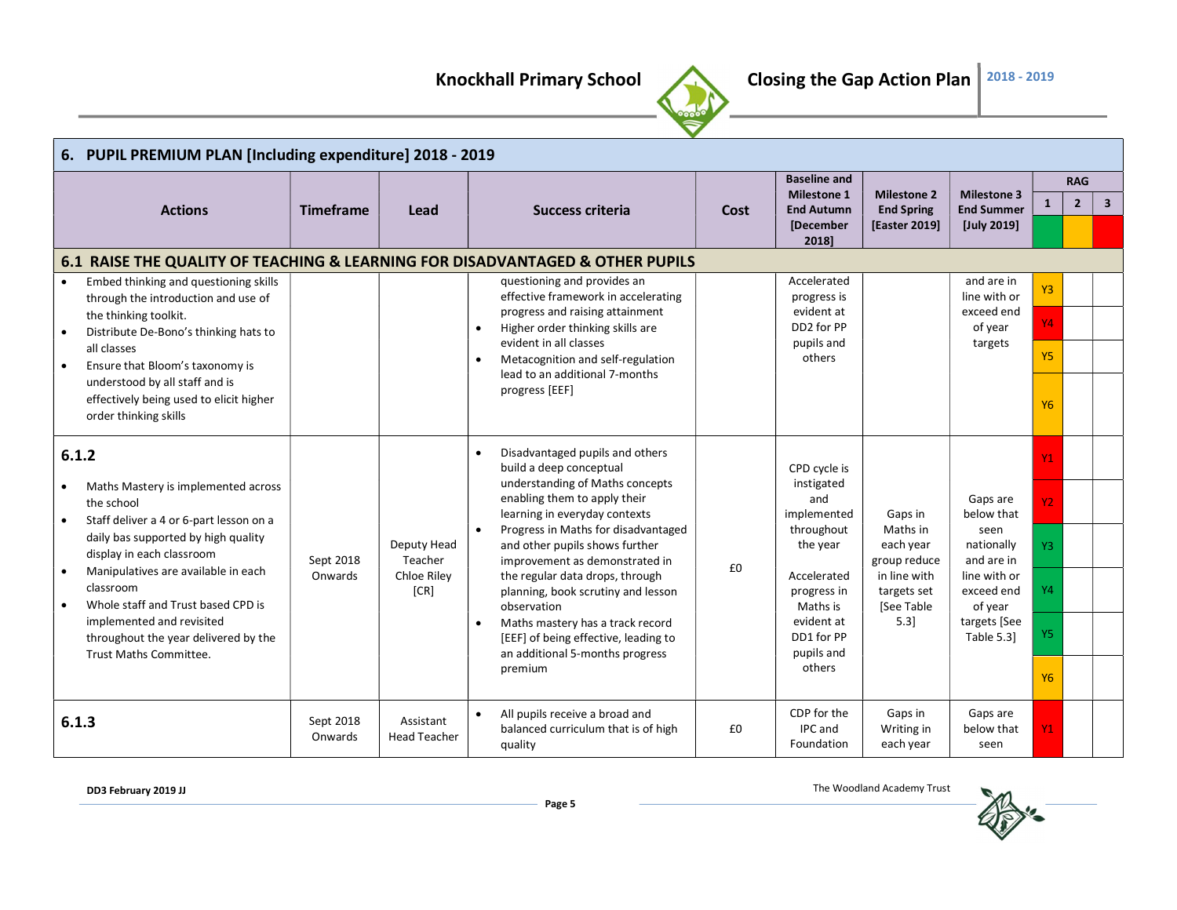## 6. PUPIL PREMIUM PLAN [Including expenditure] 2018 - 2019

| Actions | Timeframe | Lead | Success criteria | Cost | Baseline and Milestone 1 End Autumn [December 2018] | Milestone 2 End Spring [Easter 2019] | Milestone 3 End Summer [July 2019] | RAG 1 | RAG 2 | RAG 3 |
|---|---|---|---|---|---|---|---|---|---|---|
| **6.1 RAISE THE QUALITY OF TEACHING & LEARNING FOR DISADVANTAGED & OTHER PUPILS** | | | | | | | | | | |
| • Embed thinking and questioning skills through the introduction and use of the thinking toolkit.<br>• Distribute De-Bono's thinking hats to all classes<br>• Ensure that Bloom's taxonomy is understood by all staff and is effectively being used to elicit higher order thinking skills | | | questioning and provides an effective framework in accelerating progress and raising attainment<br>• Higher order thinking skills are evident in all classes<br>• Metacognition and self-regulation lead to an additional 7-months progress [EEF] | | Accelerated progress is evident at DD2 for PP pupils and others | | and are in line with or exceed end of year targets | Y3<br>Y4<br>Y5<br>Y6 | | |
| **6.1.2**<br>• Maths Mastery is implemented across the school<br>• Staff deliver a 4 or 6-part lesson on a daily bas supported by high quality display in each classroom<br>• Manipulatives are available in each classroom<br>• Whole staff and Trust based CPD is implemented and revisited throughout the year delivered by the Trust Maths Committee. | Sept 2018 Onwards | Deputy Head Teacher Chloe Riley [CR] | • Disadvantaged pupils and others build a deep conceptual understanding of Maths concepts enabling them to apply their learning in everyday contexts<br>• Progress in Maths for disadvantaged and other pupils shows further improvement as demonstrated in the regular data drops, through planning, book scrutiny and lesson observation<br>• Maths mastery has a track record [EEF] of being effective, leading to an additional 5-months progress premium | £0 | CPD cycle is instigated and implemented throughout the year<br><br>Accelerated progress in Maths is evident at DD1 for PP pupils and others | Gaps in Maths in each year group reduce in line with targets set [See Table 5.3] | Gaps are below that seen nationally and are in line with or exceed end of year targets [See Table 5.3] | Y1<br>Y2<br>Y3<br>Y4<br>Y5<br>Y6 | | |
| **6.1.3** | Sept 2018 Onwards | Assistant Head Teacher | • All pupils receive a broad and balanced curriculum that is of high quality | £0 | CDP for the IPC and Foundation | Gaps in Writing in each year | Gaps are below that seen | Y1 | | |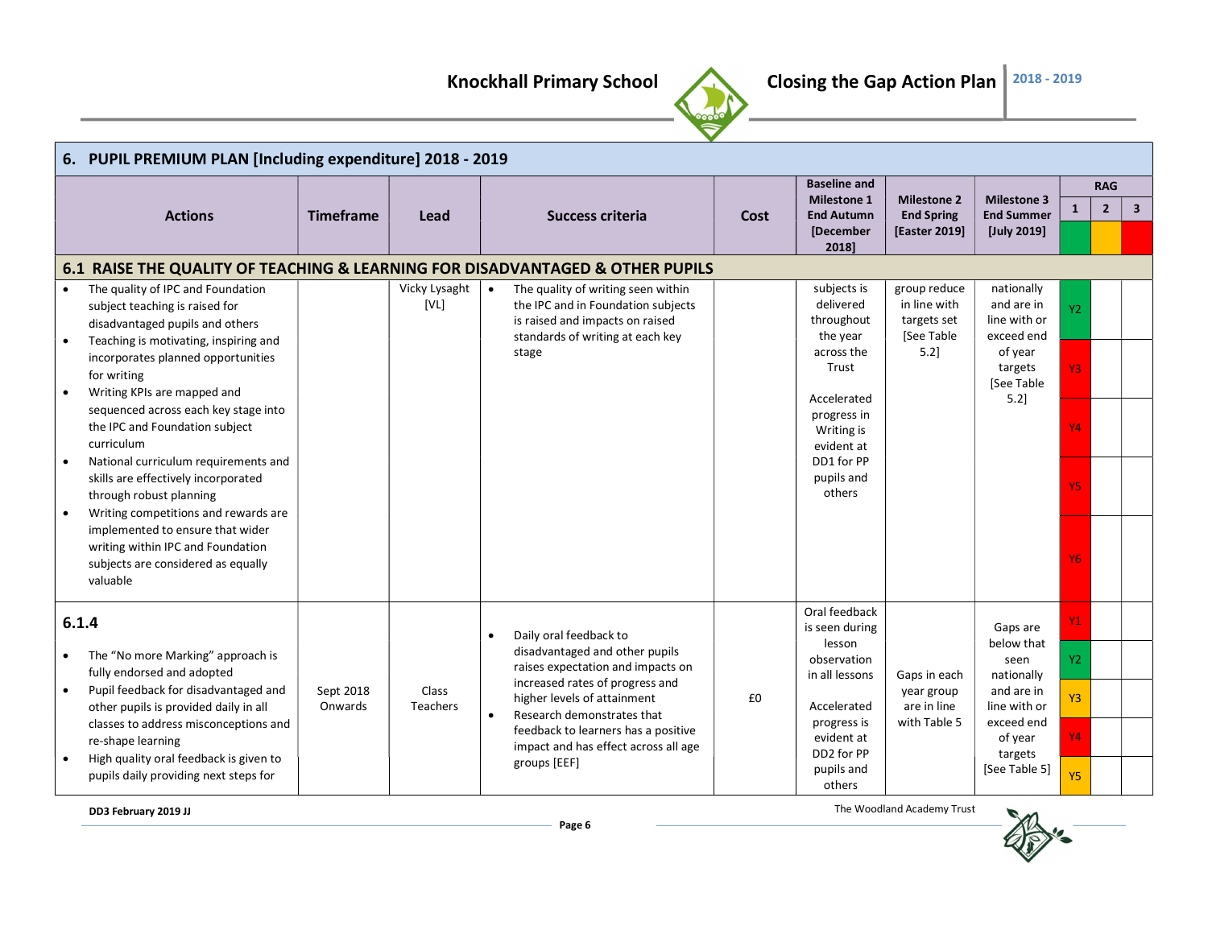## 6. PUPIL PREMIUM PLAN [Including expenditure] 2018 - 2019

| Actions | Timeframe | Lead | Success criteria | Cost | Baseline and Milestone 1 End Autumn [December 2018] | Milestone 2 End Spring [Easter 2019] | Milestone 3 End Summer [July 2019] | RAG 1 | RAG 2 | RAG 3 |
|---|---|---|---|---|---|---|---|---|---|---|
| **6.1 RAISE THE QUALITY OF TEACHING & LEARNING FOR DISADVANTAGED & OTHER PUPILS** | | | | | | | | | | |
| • The quality of IPC and Foundation subject teaching is raised for disadvantaged pupils and others<br>• Teaching is motivating, inspiring and incorporates planned opportunities for writing<br>• Writing KPIs are mapped and sequenced across each key stage into the IPC and Foundation subject curriculum<br>• National curriculum requirements and skills are effectively incorporated through robust planning<br>• Writing competitions and rewards are implemented to ensure that wider writing within IPC and Foundation subjects are considered as equally valuable | | Vicky Lysaght [VL] | • The quality of writing seen within the IPC and in Foundation subjects is raised and impacts on raised standards of writing at each key stage | | subjects is delivered throughout the year across the Trust<br><br>Accelerated progress in Writing is evident at DD1 for PP pupils and others | group reduce in line with targets set [See Table 5.2] | nationally and are in line with or exceed end of year targets [See Table 5.2] | Y2<br>Y3<br>Y4<br>Y5<br>Y6 | | |
| **6.1.4**<br>• The "No more Marking" approach is fully endorsed and adopted<br>• Pupil feedback for disadvantaged and other pupils is provided daily in all classes to address misconceptions and re-shape learning<br>• High quality oral feedback is given to pupils daily providing next steps for | Sept 2018 Onwards | Class Teachers | • Daily oral feedback to disadvantaged and other pupils raises expectation and impacts on increased rates of progress and higher levels of attainment<br>• Research demonstrates that feedback to learners has a positive impact and has effect across all age groups [EEF] | £0 | Oral feedback is seen during lesson observation in all lessons<br><br>Accelerated progress is evident at DD2 for PP pupils and others | Gaps in each year group are in line with Table 5 | Gaps are below that seen nationally and are in line with or exceed end of year targets [See Table 5] | Y1<br>Y2<br>Y3<br>Y4<br>Y5 | | |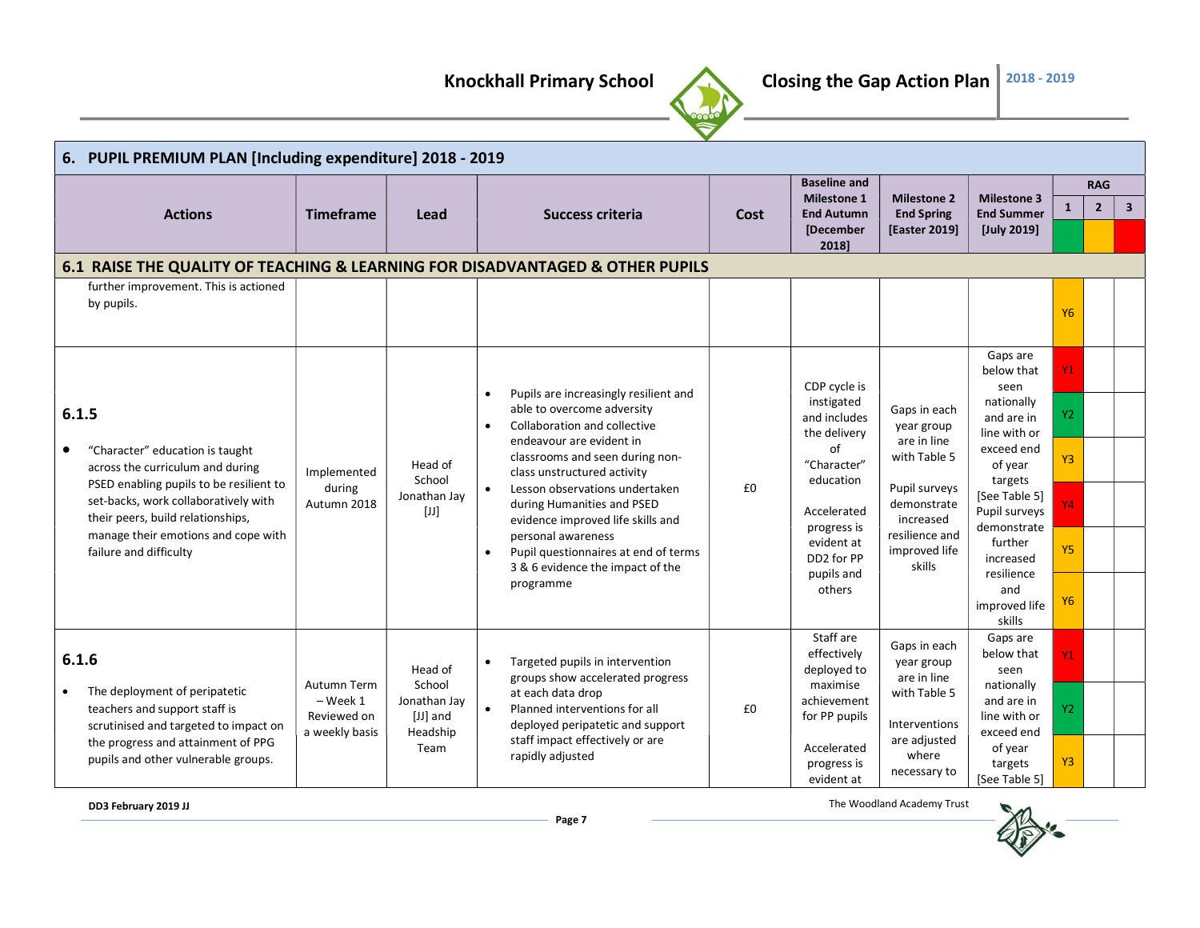## 6. PUPIL PREMIUM PLAN [Including expenditure] 2018 - 2019

| Actions | Timeframe | Lead | Success criteria | Cost | Baseline and Milestone 1 End Autumn [December 2018] | Milestone 2 End Spring [Easter 2019] | Milestone 3 End Summer [July 2019] | RAG 1 | RAG 2 | RAG 3 |
|---|---|---|---|---|---|---|---|---|---|---|
| **6.1 RAISE THE QUALITY OF TEACHING & LEARNING FOR DISADVANTAGED & OTHER PUPILS** | | | | | | | | | | |
| further improvement. This is actioned by pupils. | | | | | | | | Y6 | | |
| **6.1.5** <br> • "Character" education is taught across the curriculum and during PSED enabling pupils to be resilient to set-backs, work collaboratively with their peers, build relationships, manage their emotions and cope with failure and difficulty | Implemented during Autumn 2018 | Head of School Jonathan Jay [JJ] | • Pupils are increasingly resilient and able to overcome adversity <br> • Collaboration and collective endeavour are evident in classrooms and seen during non-class unstructured activity <br> • Lesson observations undertaken during Humanities and PSED evidence improved life skills and personal awareness <br> • Pupil questionnaires at end of terms 3 & 6 evidence the impact of the programme | £0 | CDP cycle is instigated and includes the delivery of "Character" education <br><br> Accelerated progress is evident at DD2 for PP pupils and others | Gaps in each year group are in line with Table 5 <br><br> Pupil surveys demonstrate increased resilience and improved life skills | Gaps are below that seen nationally and are in line with or exceed end of year targets [See Table 5] Pupil surveys demonstrate further increased resilience and improved life skills | Y1 <br> Y2 <br> Y3 <br> Y4 <br> Y5 <br> Y6 | | |
| **6.1.6** <br> • The deployment of peripatetic teachers and support staff is scrutinised and targeted to impact on the progress and attainment of PPG pupils and other vulnerable groups. | Autumn Term – Week 1 Reviewed on a weekly basis | Head of School Jonathan Jay [JJ] and Headship Team | • Targeted pupils in intervention groups show accelerated progress at each data drop <br> • Planned interventions for all deployed peripatetic and support staff impact effectively or are rapidly adjusted | £0 | Staff are effectively deployed to maximise achievement for PP pupils <br><br> Accelerated progress is evident at | Gaps in each year group are in line with Table 5 <br><br> Interventions are adjusted where necessary to | Gaps are below that seen nationally and are in line with or exceed end of year targets [See Table 5] | Y1 <br> Y2 <br> Y3 | | |

DD3 February 2019 JJ

The Woodland Academy Trust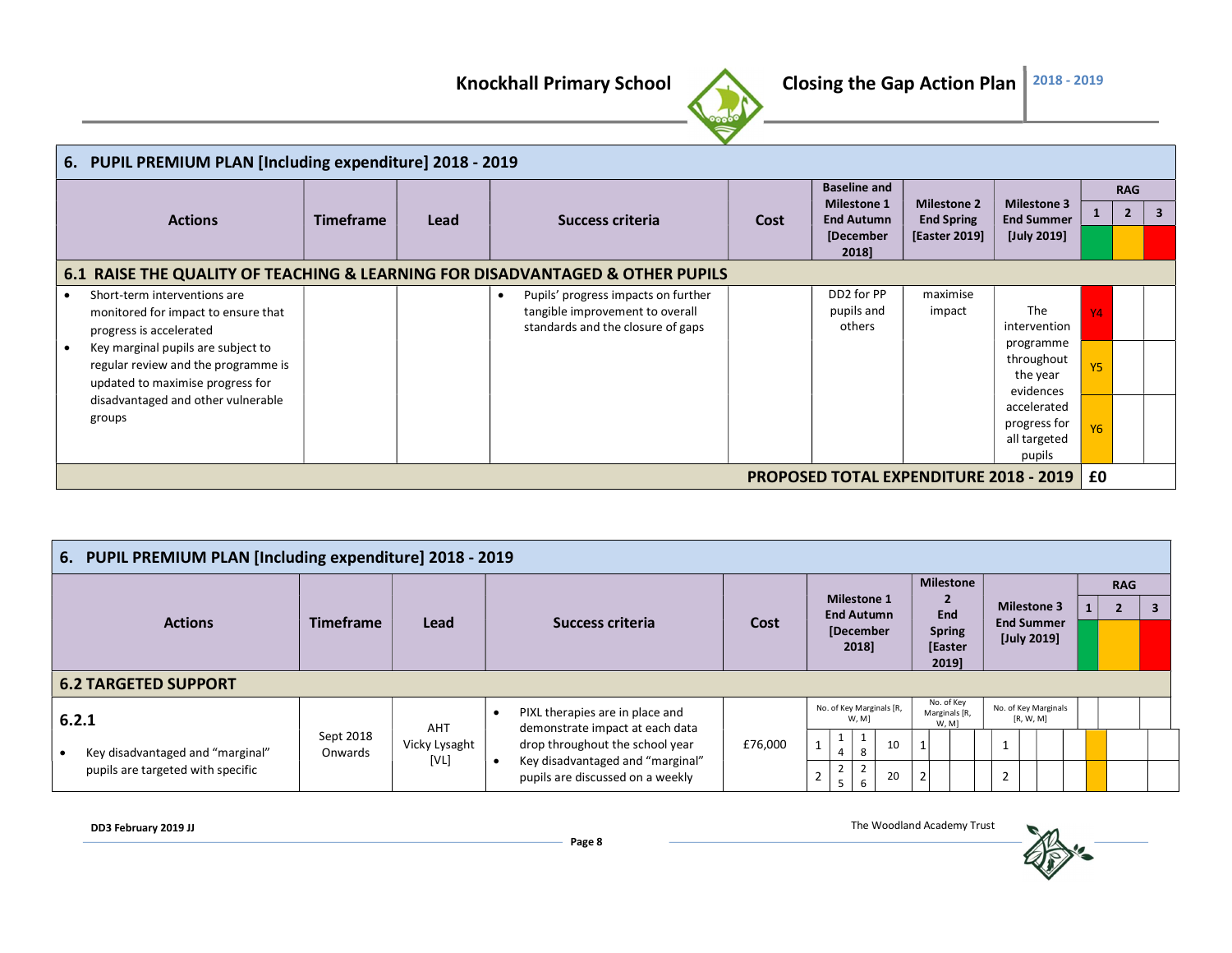## 6. PUPIL PREMIUM PLAN [Including expenditure] 2018 - 2019

| Actions | Timeframe | Lead | Success criteria | Cost | Baseline and Milestone 1 End Autumn [December 2018] | Milestone 2 End Spring [Easter 2019] | Milestone 3 End Summer [July 2019] | RAG 1 | RAG 2 | RAG 3 |
|---|---|---|---|---|---|---|---|---|---|---|
| **6.1 RAISE THE QUALITY OF TEACHING & LEARNING FOR DISADVANTAGED & OTHER PUPILS** | | | | | | | | | | |
| • Short-term interventions are monitored for impact to ensure that progress is accelerated<br>• Key marginal pupils are subject to regular review and the programme is updated to maximise progress for disadvantaged and other vulnerable groups | | | • Pupils' progress impacts on further tangible improvement to overall standards and the closure of gaps | | DD2 for PP pupils and others | maximise impact | The intervention programme throughout the year evidences accelerated progress for all targeted pupils | Y4<br>Y5<br>Y6 | | |
| **PROPOSED TOTAL EXPENDITURE 2018 - 2019** | | | | | | | | £0 | | |

## 6. PUPIL PREMIUM PLAN [Including expenditure] 2018 - 2019

| Actions | Timeframe | Lead | Success criteria | Cost | Milestone 1 End Autumn [December 2018] | Milestone 2 End Spring [Easter 2019] | Milestone 3 End Summer [July 2019] | RAG 1 | RAG 2 | RAG 3 |
|---|---|---|---|---|---|---|---|---|---|---|
| **6.2 TARGETED SUPPORT** | | | | | | | | | | |
| **6.2.1**<br>• Key disadvantaged and "marginal" pupils are targeted with specific | Sept 2018 Onwards | AHT Vicky Lysaght [VL] | • PIXL therapies are in place and demonstrate impact at each data drop throughout the school year<br>• Key disadvantaged and "marginal" pupils are discussed on a weekly | £76,000 | No. of Key Marginals [R, W, M]<br>1: 14, 18, 10<br>2: 25, 26, 20 | No. of Key Marginals [R, W, M]<br>1<br>2 | No. of Key Marginals [R, W, M]<br>1<br>2 | | | |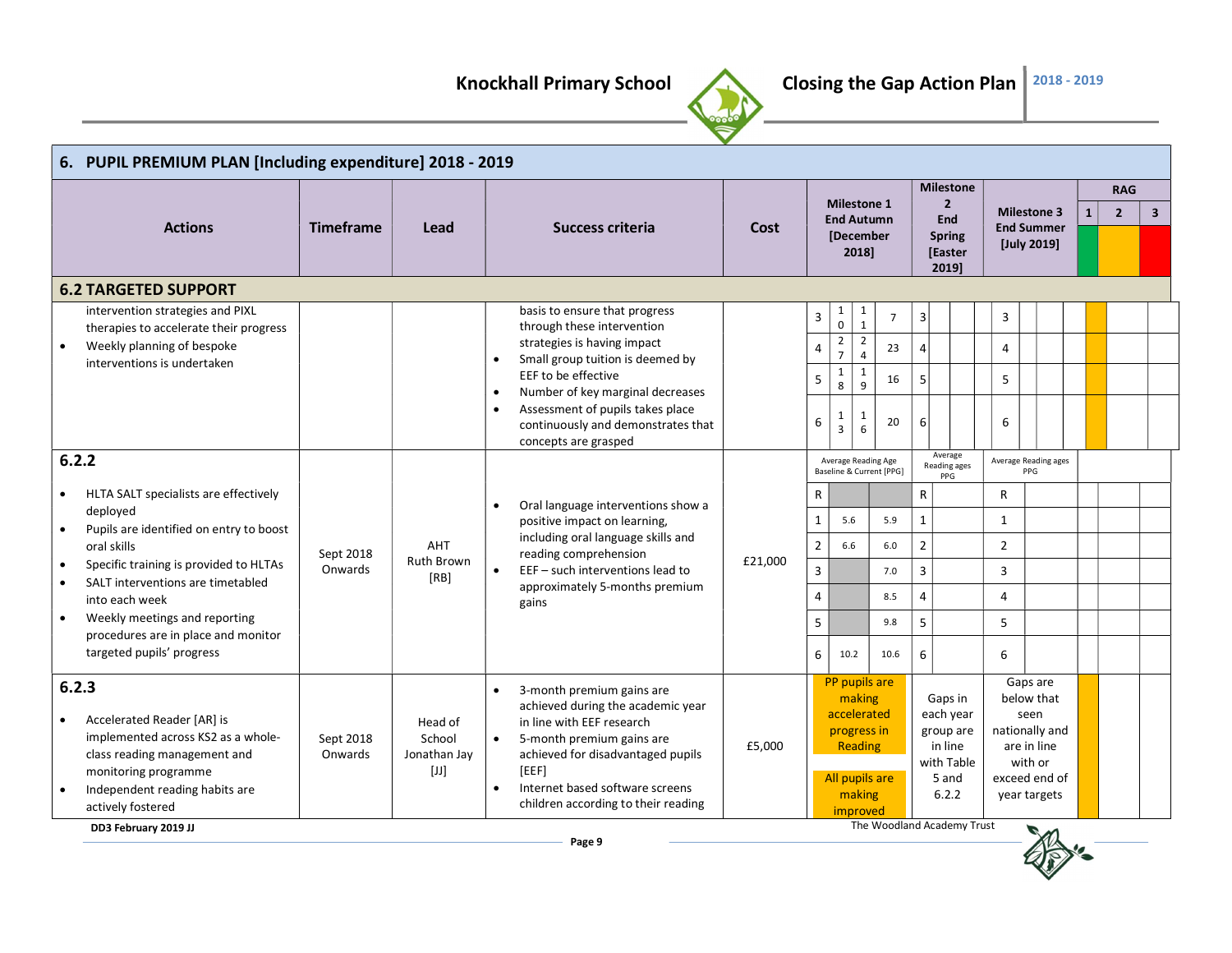## 6. PUPIL PREMIUM PLAN [Including expenditure] 2018 - 2019

| Actions | Timeframe | Lead | Success criteria | Cost | Milestone 1 End Autumn [December 2018] | Milestone 2 End Spring [Easter 2019] | Milestone 3 End Summer [July 2019] | RAG 1 | RAG 2 | RAG 3 |
|---|---|---|---|---|---|---|---|---|---|---|
| **6.2 TARGETED SUPPORT** | | | | | | | | | | |
| intervention strategies and PIXL therapies to accelerate their progress<br>• Weekly planning of bespoke interventions is undertaken | | | basis to ensure that progress through these intervention strategies is having impact<br>• Small group tuition is deemed by EEF to be effective<br>• Number of key marginal decreases<br>• Assessment of pupils takes place continuously and demonstrates that concepts are grasped | | 3: 10, 11, 7<br>4: 27, 24, 23<br>5: 18, 19, 16<br>6: 13, 16, 20 | 3<br>4<br>5<br>6 | 3<br>4<br>5<br>6 | | | |
| **6.2.2**<br>• HLTA SALT specialists are effectively deployed<br>• Pupils are identified on entry to boost oral skills<br>• Specific training is provided to HLTAs<br>• SALT interventions are timetabled into each week<br>• Weekly meetings and reporting procedures are in place and monitor targeted pupils' progress | Sept 2018 Onwards | AHT Ruth Brown [RB] | • Oral language interventions show a positive impact on learning, including oral language skills and reading comprehension<br>• EEF – such interventions lead to approximately 5-months premium gains | £21,000 | Average Reading Age Baseline & Current [PPG]<br>R: –, –<br>1: 5.6, 5.9<br>2: 6.6, 6.0<br>3: –, 7.0<br>4: –, 8.5<br>5: –, 9.8<br>6: 10.2, 10.6 | Average Reading ages PPG<br>R<br>1<br>2<br>3<br>4<br>5<br>6 | Average Reading ages PPG<br>R<br>1<br>2<br>3<br>4<br>5<br>6 | | | |
| **6.2.3**<br>• Accelerated Reader [AR] is implemented across KS2 as a whole-class reading management and monitoring programme<br>• Independent reading habits are actively fostered | Sept 2018 Onwards | Head of School Jonathan Jay [JJ] | • 3-month premium gains are achieved during the academic year in line with EEF research<br>• 5-month premium gains are achieved for disadvantaged pupils [EEF]<br>• Internet based software screens children according to their reading | £5,000 | PP pupils are making accelerated progress in Reading<br><br>All pupils are making improved | Gaps in each year group are in line with Table 5 and 6.2.2 | Gaps are below that seen nationally and are in line with or exceed end of year targets | | | |

DD3 February 2019 JJ

The Woodland Academy Trust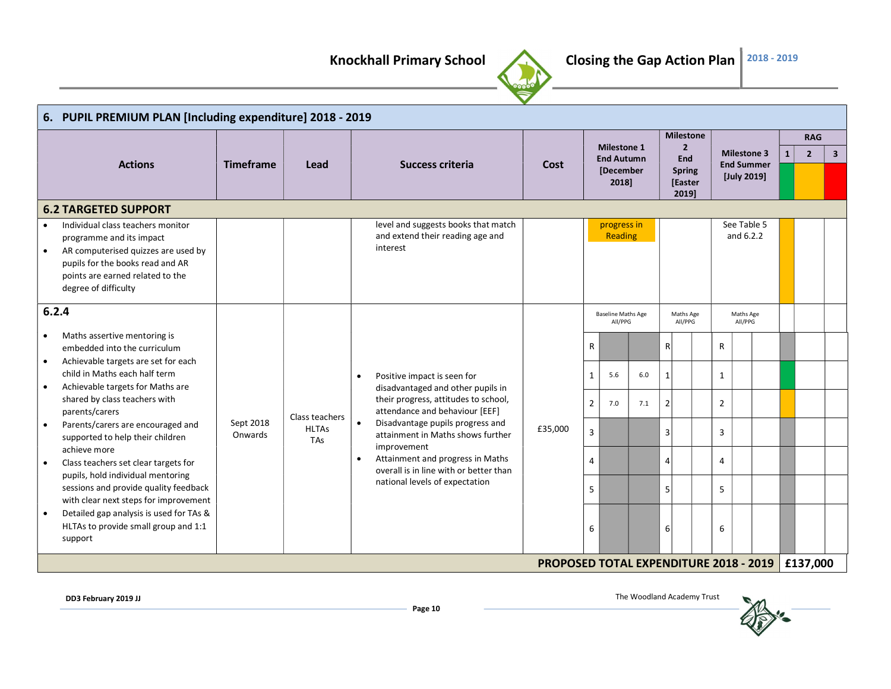## 6. PUPIL PREMIUM PLAN [Including expenditure] 2018 - 2019

| Actions | Timeframe | Lead | Success criteria | Cost | Milestone 1 End Autumn [December 2018] | | | Milestone 2 End Spring [Easter 2019] | | | Milestone 3 End Summer [July 2019] | | | RAG 1 | RAG 2 | RAG 3 |
|---|---|---|---|---|---|---|---|---|---|---|---|---|---|---|---|---|
| **6.2 TARGETED SUPPORT** | | | | | | | | | | | | | | | | |
| • Individual class teachers monitor programme and its impact<br>• AR computerised quizzes are used by pupils for the books read and AR points are earned related to the degree of difficulty | | | level and suggests books that match and extend their reading age and interest | | progress in Reading | | | | | | See Table 5 and 6.2.2 | | | | | |
| **6.2.4**<br>• Maths assertive mentoring is embedded into the curriculum<br>• Achievable targets are set for each child in Maths each half term<br>• Achievable targets for Maths are shared by class teachers with parents/carers<br>• Parents/carers are encouraged and supported to help their children achieve more<br>• Class teachers set clear targets for pupils, hold individual mentoring sessions and provide quality feedback with clear next steps for improvement<br>• Detailed gap analysis is used for TAs & HLTAs to provide small group and 1:1 support | Sept 2018 Onwards | Class teachers HLTAs TAs | • Positive impact is seen for disadvantaged and other pupils in their progress, attitudes to school, attendance and behaviour [EEF]<br>• Disadvantage pupils progress and attainment in Maths shows further improvement<br>• Attainment and progress in Maths overall is in line with or better than national levels of expectation | £35,000 | Baseline Maths Age All/PPG | | | Maths Age All/PPG | | | Maths Age All/PPG | | | | | |
| | | | | | R | | | R | | | R | | | | | |
| | | | | | 1 | 5.6 | 6.0 | 1 | | | 1 | | | | | |
| | | | | | 2 | 7.0 | 7.1 | 2 | | | 2 | | | | | |
| | | | | | 3 | | | 3 | | | 3 | | | | | |
| | | | | | 4 | | | 4 | | | 4 | | | | | |
| | | | | | 5 | | | 5 | | | 5 | | | | | |
| | | | | | 6 | | | 6 | | | 6 | | | | | |
| **PROPOSED TOTAL EXPENDITURE 2018 - 2019** | | | | | | | | | | | | | | **£137,000** | | |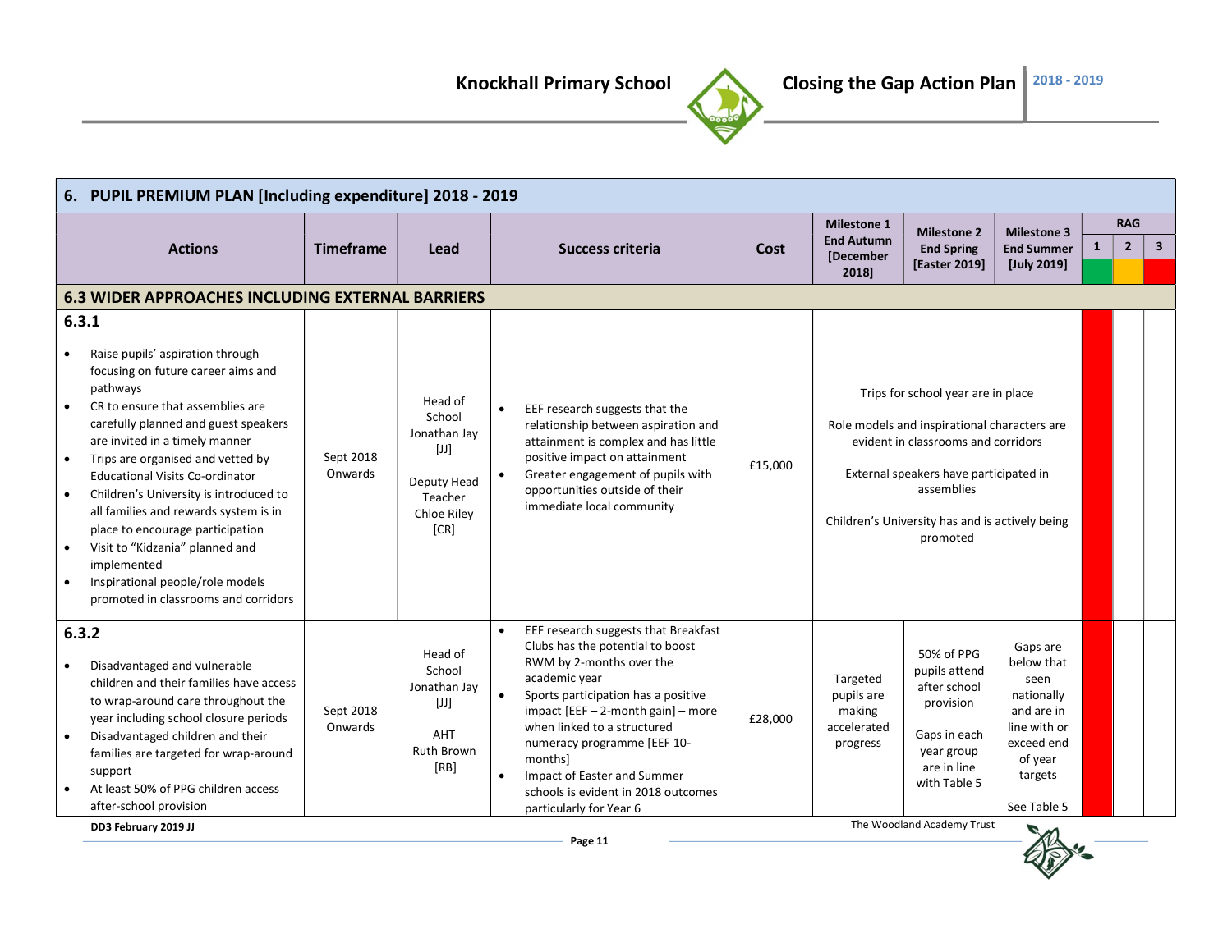## 6. PUPIL PREMIUM PLAN [Including expenditure] 2018 - 2019

| Actions | Timeframe | Lead | Success criteria | Cost | Milestone 1 End Autumn [December 2018] | Milestone 2 End Spring [Easter 2019] | Milestone 3 End Summer [July 2019] | RAG 1 | RAG 2 | RAG 3 |
|---|---|---|---|---|---|---|---|---|---|---|
| **6.3 WIDER APPROACHES INCLUDING EXTERNAL BARRIERS** | | | | | | | | | | |
| **6.3.1**<br>• Raise pupils' aspiration through focusing on future career aims and pathways<br>• CR to ensure that assemblies are carefully planned and guest speakers are invited in a timely manner<br>• Trips are organised and vetted by Educational Visits Co-ordinator<br>• Children's University is introduced to all families and rewards system is in place to encourage participation<br>• Visit to "Kidzania" planned and implemented<br>• Inspirational people/role models promoted in classrooms and corridors | Sept 2018 Onwards | Head of School Jonathan Jay [JJ]<br><br>Deputy Head Teacher Chloe Riley [CR] | • EEF research suggests that the relationship between aspiration and attainment is complex and has little positive impact on attainment<br>• Greater engagement of pupils with opportunities outside of their immediate local community | £15,000 | Trips for school year are in place<br><br>Role models and inspirational characters are evident in classrooms and corridors<br><br>External speakers have participated in assemblies<br><br>Children's University has and is actively being promoted | | | | | |
| **6.3.2**<br>• Disadvantaged and vulnerable children and their families have access to wrap-around care throughout the year including school closure periods<br>• Disadvantaged children and their families are targeted for wrap-around support<br>• At least 50% of PPG children access after-school provision | Sept 2018 Onwards | Head of School Jonathan Jay [JJ]<br><br>AHT Ruth Brown [RB] | • EEF research suggests that Breakfast Clubs has the potential to boost RWM by 2-months over the academic year<br>• Sports participation has a positive impact [EEF – 2-month gain] – more when linked to a structured numeracy programme [EEF 10-months]<br>• Impact of Easter and Summer schools is evident in 2018 outcomes particularly for Year 6 | £28,000 | Targeted pupils are making accelerated progress | 50% of PPG pupils attend after school provision<br><br>Gaps in each year group are in line with Table 5 | Gaps are below that seen nationally and are in line with or exceed end of year targets<br><br>See Table 5 | | | |

DD3 February 2019 JJ

The Woodland Academy Trust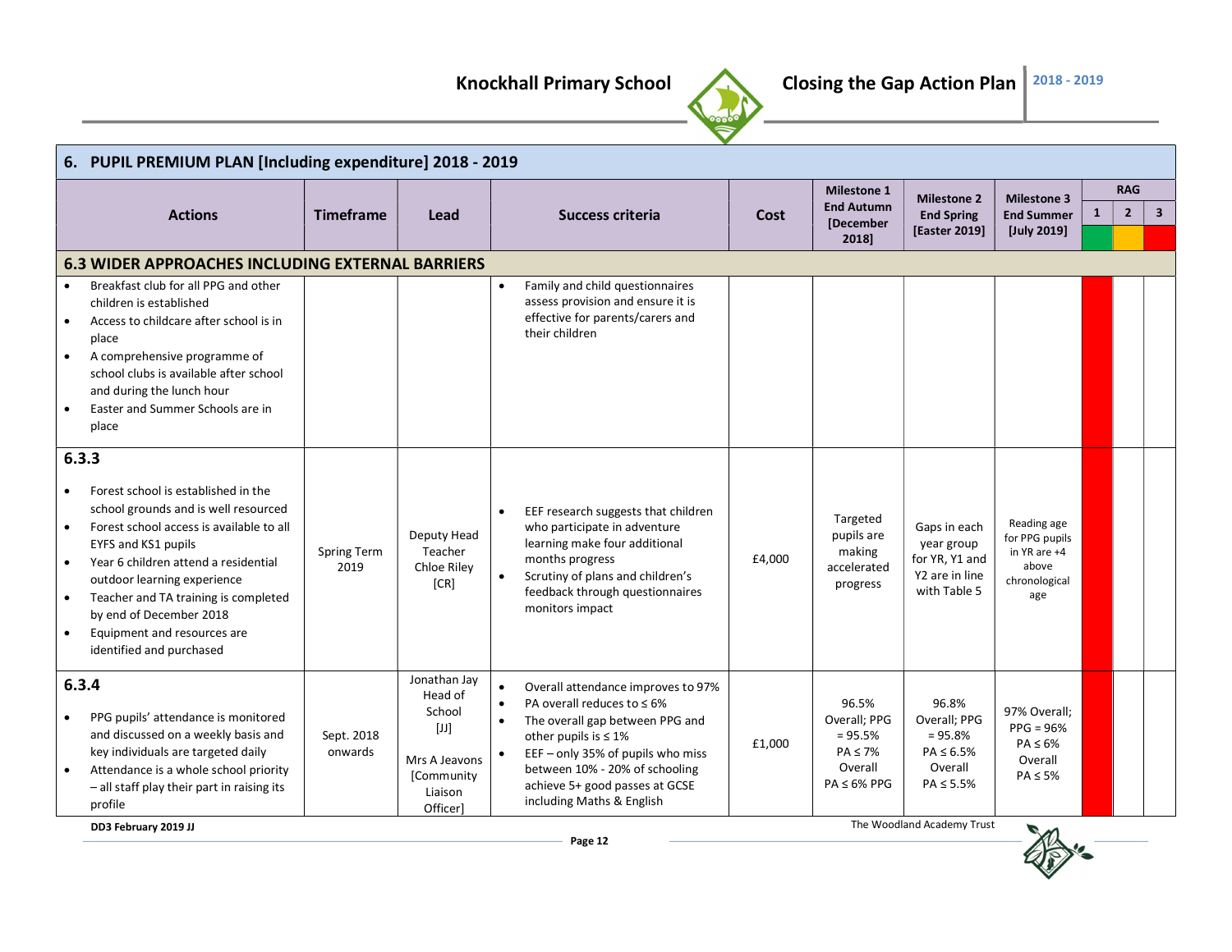## 6. PUPIL PREMIUM PLAN [Including expenditure] 2018 - 2019

| Actions | Timeframe | Lead | Success criteria | Cost | Milestone 1 End Autumn [December 2018] | Milestone 2 End Spring [Easter 2019] | Milestone 3 End Summer [July 2019] | RAG 1 | RAG 2 | RAG 3 |
|---|---|---|---|---|---|---|---|---|---|---|
| **6.3 WIDER APPROACHES INCLUDING EXTERNAL BARRIERS** | | | | | | | | | | |
| • Breakfast club for all PPG and other children is established<br>• Access to childcare after school is in place<br>• A comprehensive programme of school clubs is available after school and during the lunch hour<br>• Easter and Summer Schools are in place | | | • Family and child questionnaires assess provision and ensure it is effective for parents/carers and their children | | | | | | | |
| **6.3.3**<br>• Forest school is established in the school grounds and is well resourced<br>• Forest school access is available to all EYFS and KS1 pupils<br>• Year 6 children attend a residential outdoor learning experience<br>• Teacher and TA training is completed by end of December 2018<br>• Equipment and resources are identified and purchased | Spring Term 2019 | Deputy Head Teacher Chloe Riley [CR] | • EEF research suggests that children who participate in adventure learning make four additional months progress<br>• Scrutiny of plans and children's feedback through questionnaires monitors impact | £4,000 | Targeted pupils are making accelerated progress | Gaps in each year group for YR, Y1 and Y2 are in line with Table 5 | Reading age for PPG pupils in YR are +4 above chronological age | | | |
| **6.3.4**<br>• PPG pupils' attendance is monitored and discussed on a weekly basis and key individuals are targeted daily<br>• Attendance is a whole school priority – all staff play their part in raising its profile | Sept. 2018 onwards | Jonathan Jay Head of School [JJ]<br><br>Mrs A Jeavons [Community Liaison Officer] | • Overall attendance improves to 97%<br>• PA overall reduces to ≤ 6%<br>• The overall gap between PPG and other pupils is ≤ 1%<br>• EEF – only 35% of pupils who miss between 10% - 20% of schooling achieve 5+ good passes at GCSE including Maths & English | £1,000 | 96.5% Overall; PPG = 95.5%<br>PA ≤ 7% Overall<br>PA ≤ 6% PPG | 96.8% Overall; PPG = 95.8%<br>PA ≤ 6.5% Overall<br>PA ≤ 5.5% | 97% Overall; PPG = 96%<br>PA ≤ 6% Overall<br>PA ≤ 5% | | | |

DD3 February 2019 JJ

The Woodland Academy Trust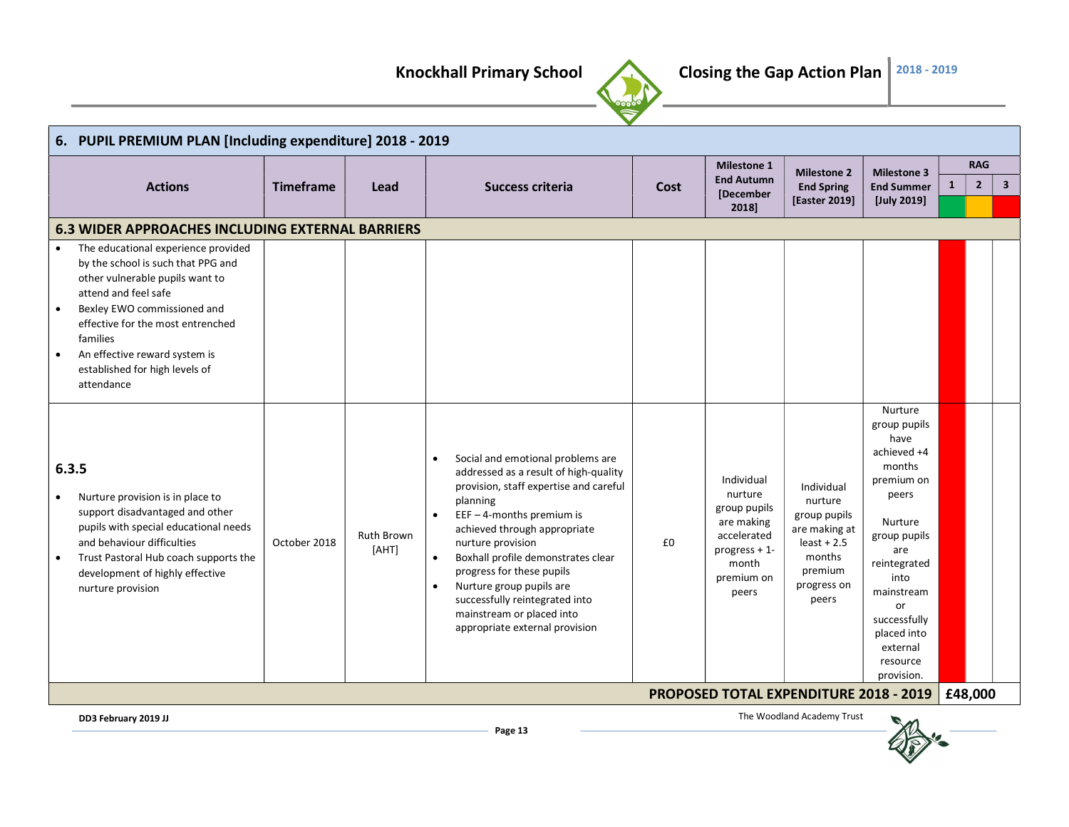## 6. PUPIL PREMIUM PLAN [Including expenditure] 2018 - 2019

| Actions | Timeframe | Lead | Success criteria | Cost | Milestone 1 End Autumn [December 2018] | Milestone 2 End Spring [Easter 2019] | Milestone 3 End Summer [July 2019] | RAG 1 | RAG 2 | RAG 3 |
|---|---|---|---|---|---|---|---|---|---|---|
| **6.3 WIDER APPROACHES INCLUDING EXTERNAL BARRIERS** | | | | | | | | | | |
| • The educational experience provided by the school is such that PPG and other vulnerable pupils want to attend and feel safe<br>• Bexley EWO commissioned and effective for the most entrenched families<br>• An effective reward system is established for high levels of attendance | | | | | | | | | | |
| **6.3.5**<br>• Nurture provision is in place to support disadvantaged and other pupils with special educational needs and behaviour difficulties<br>• Trust Pastoral Hub coach supports the development of highly effective nurture provision | October 2018 | Ruth Brown [AHT] | • Social and emotional problems are addressed as a result of high-quality provision, staff expertise and careful planning<br>• EEF – 4-months premium is achieved through appropriate nurture provision<br>• Boxhall profile demonstrates clear progress for these pupils<br>• Nurture group pupils are successfully reintegrated into mainstream or placed into appropriate external provision | £0 | Individual nurture group pupils are making accelerated progress + 1-month premium on peers | Individual nurture group pupils are making at least + 2.5 months premium progress on peers | Nurture group pupils have achieved +4 months premium on peers<br><br>Nurture group pupils are reintegrated into mainstream or successfully placed into external resource provision. | | | |
| **PROPOSED TOTAL EXPENDITURE 2018 - 2019** | | | | | | | | **£48,000** | | |

DD3 February 2019 JJ